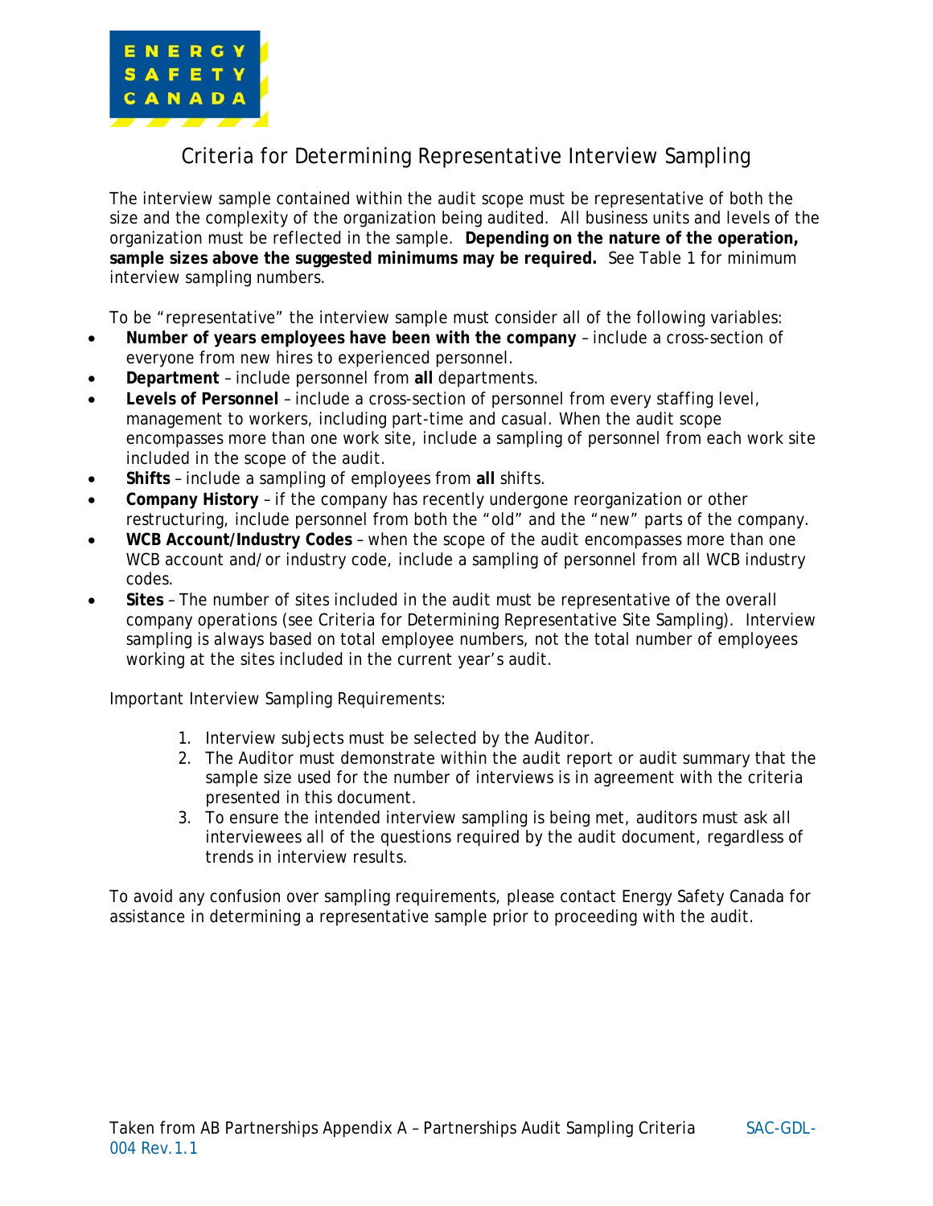# Criteria for Determining Representative Interview Sampling

The interview sample contained within the audit scope must be representative of both the size and the complexity of the organization being audited. All business units and levels of the organization must be reflected in the sample. **Depending on the nature of the operation, sample sizes above the suggested minimums may be required.** See Table 1 for minimum interview sampling numbers.

To be "representative" the interview sample must consider all of the following variables:

- **Number of years employees have been with the company** – include a cross-section of everyone from new hires to experienced personnel.
- **Department** – include personnel from **all** departments.
- **Levels of Personnel** – include a cross-section of personnel from every staffing level, management to workers, including part-time and casual. When the audit scope encompasses more than one work site, include a sampling of personnel from each work site included in the scope of the audit.
- **Shifts** – include a sampling of employees from **all** shifts.
- **Company History** – if the company has recently undergone reorganization or other restructuring, include personnel from both the "old" and the "new" parts of the company.
- **WCB Account/Industry Codes** – when the scope of the audit encompasses more than one WCB account and/or industry code, include a sampling of personnel from all WCB industry codes.
- **Sites** – The number of sites included in the audit must be representative of the overall company operations (see Criteria for Determining Representative Site Sampling). Interview sampling is always based on total employee numbers, not the total number of employees working at the sites included in the current year's audit.

Important Interview Sampling Requirements:

1. Interview subjects must be selected by the Auditor.
2. The Auditor must demonstrate within the audit report or audit summary that the sample size used for the number of interviews is in agreement with the criteria presented in this document.
3. To ensure the intended interview sampling is being met, auditors must ask all interviewees all of the questions required by the audit document, regardless of trends in interview results.

To avoid any confusion over sampling requirements, please contact Energy Safety Canada for assistance in determining a representative sample prior to proceeding with the audit.

Taken from AB Partnerships Appendix A – Partnerships Audit Sampling Criteria SAC-GDL-004 Rev.1.1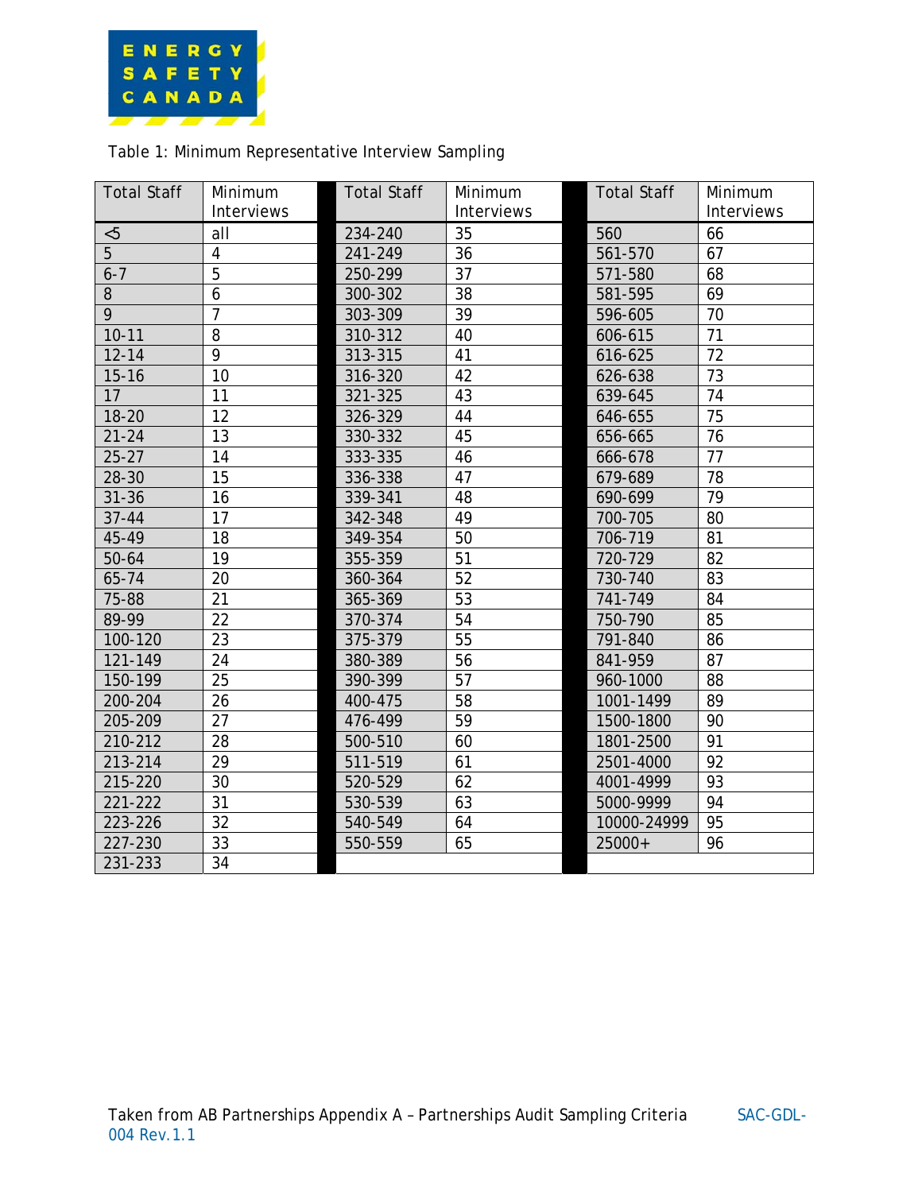ENERGY SAFETY CANADA

Table 1: Minimum Representative Interview Sampling

| Total Staff | Minimum Interviews | Total Staff | Minimum Interviews | Total Staff | Minimum Interviews |
|---|---|---|---|---|---|
| <5 | all | 234-240 | 35 | 560 | 66 |
| 5 | 4 | 241-249 | 36 | 561-570 | 67 |
| 6-7 | 5 | 250-299 | 37 | 571-580 | 68 |
| 8 | 6 | 300-302 | 38 | 581-595 | 69 |
| 9 | 7 | 303-309 | 39 | 596-605 | 70 |
| 10-11 | 8 | 310-312 | 40 | 606-615 | 71 |
| 12-14 | 9 | 313-315 | 41 | 616-625 | 72 |
| 15-16 | 10 | 316-320 | 42 | 626-638 | 73 |
| 17 | 11 | 321-325 | 43 | 639-645 | 74 |
| 18-20 | 12 | 326-329 | 44 | 646-655 | 75 |
| 21-24 | 13 | 330-332 | 45 | 656-665 | 76 |
| 25-27 | 14 | 333-335 | 46 | 666-678 | 77 |
| 28-30 | 15 | 336-338 | 47 | 679-689 | 78 |
| 31-36 | 16 | 339-341 | 48 | 690-699 | 79 |
| 37-44 | 17 | 342-348 | 49 | 700-705 | 80 |
| 45-49 | 18 | 349-354 | 50 | 706-719 | 81 |
| 50-64 | 19 | 355-359 | 51 | 720-729 | 82 |
| 65-74 | 20 | 360-364 | 52 | 730-740 | 83 |
| 75-88 | 21 | 365-369 | 53 | 741-749 | 84 |
| 89-99 | 22 | 370-374 | 54 | 750-790 | 85 |
| 100-120 | 23 | 375-379 | 55 | 791-840 | 86 |
| 121-149 | 24 | 380-389 | 56 | 841-959 | 87 |
| 150-199 | 25 | 390-399 | 57 | 960-1000 | 88 |
| 200-204 | 26 | 400-475 | 58 | 1001-1499 | 89 |
| 205-209 | 27 | 476-499 | 59 | 1500-1800 | 90 |
| 210-212 | 28 | 500-510 | 60 | 1801-2500 | 91 |
| 213-214 | 29 | 511-519 | 61 | 2501-4000 | 92 |
| 215-220 | 30 | 520-529 | 62 | 4001-4999 | 93 |
| 221-222 | 31 | 530-539 | 63 | 5000-9999 | 94 |
| 223-226 | 32 | 540-549 | 64 | 10000-24999 | 95 |
| 227-230 | 33 | 550-559 | 65 | 25000+ | 96 |
| 231-233 | 34 | | | | |

Taken from AB Partnerships Appendix A – Partnerships Audit Sampling Criteria SAC-GDL-004 Rev.1.1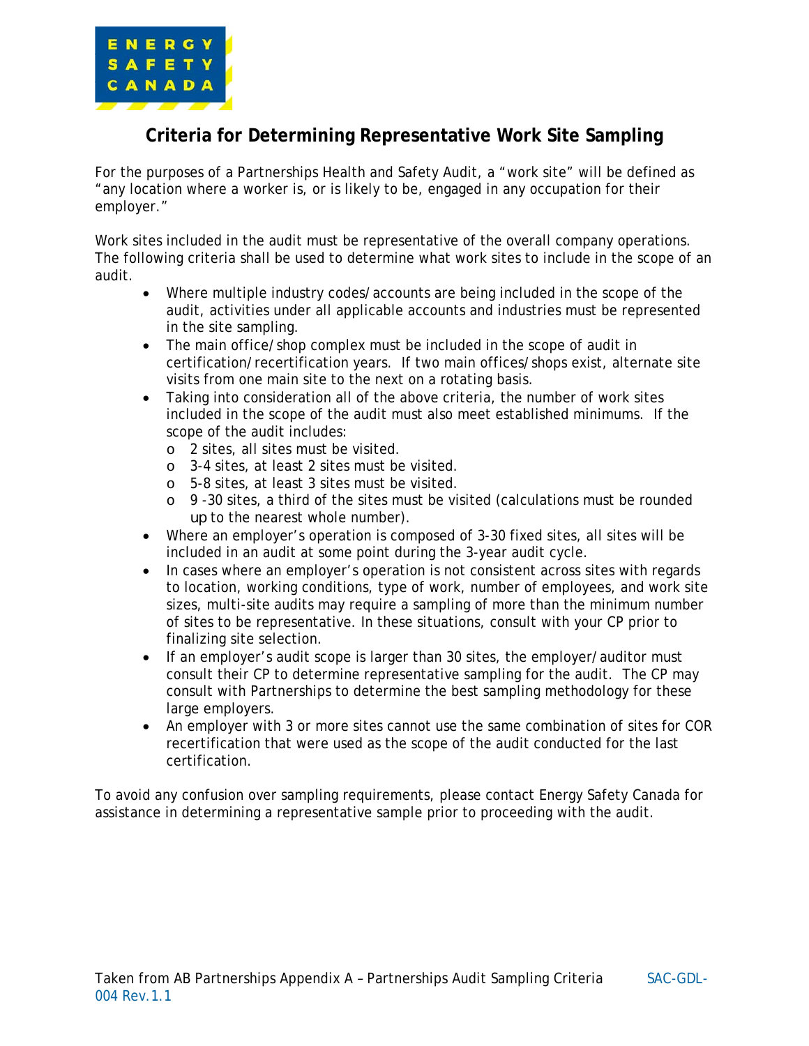# Criteria for Determining Representative Work Site Sampling

For the purposes of a Partnerships Health and Safety Audit, a "work site" will be defined as "any location where a worker is, or is likely to be, engaged in any occupation for their employer."

Work sites included in the audit must be representative of the overall company operations. The following criteria shall be used to determine what work sites to include in the scope of an audit.

- Where multiple industry codes/accounts are being included in the scope of the audit, activities under all applicable accounts and industries must be represented in the site sampling.
- The main office/shop complex must be included in the scope of audit in certification/recertification years. If two main offices/shops exist, alternate site visits from one main site to the next on a rotating basis.
- Taking into consideration all of the above criteria, the number of work sites included in the scope of the audit must also meet established minimums. If the scope of the audit includes:
  - 2 sites, all sites must be visited.
  - 3-4 sites, at least 2 sites must be visited.
  - 5-8 sites, at least 3 sites must be visited.
  - 9 -30 sites, a third of the sites must be visited (calculations must be rounded up to the nearest whole number).
- Where an employer's operation is composed of 3-30 fixed sites, all sites will be included in an audit at some point during the 3-year audit cycle.
- In cases where an employer's operation is not consistent across sites with regards to location, working conditions, type of work, number of employees, and work site sizes, multi-site audits may require a sampling of more than the minimum number of sites to be representative. In these situations, consult with your CP prior to finalizing site selection.
- If an employer's audit scope is larger than 30 sites, the employer/auditor must consult their CP to determine representative sampling for the audit. The CP may consult with Partnerships to determine the best sampling methodology for these large employers.
- An employer with 3 or more sites cannot use the same combination of sites for COR recertification that were used as the scope of the audit conducted for the last certification.

To avoid any confusion over sampling requirements, please contact Energy Safety Canada for assistance in determining a representative sample prior to proceeding with the audit.